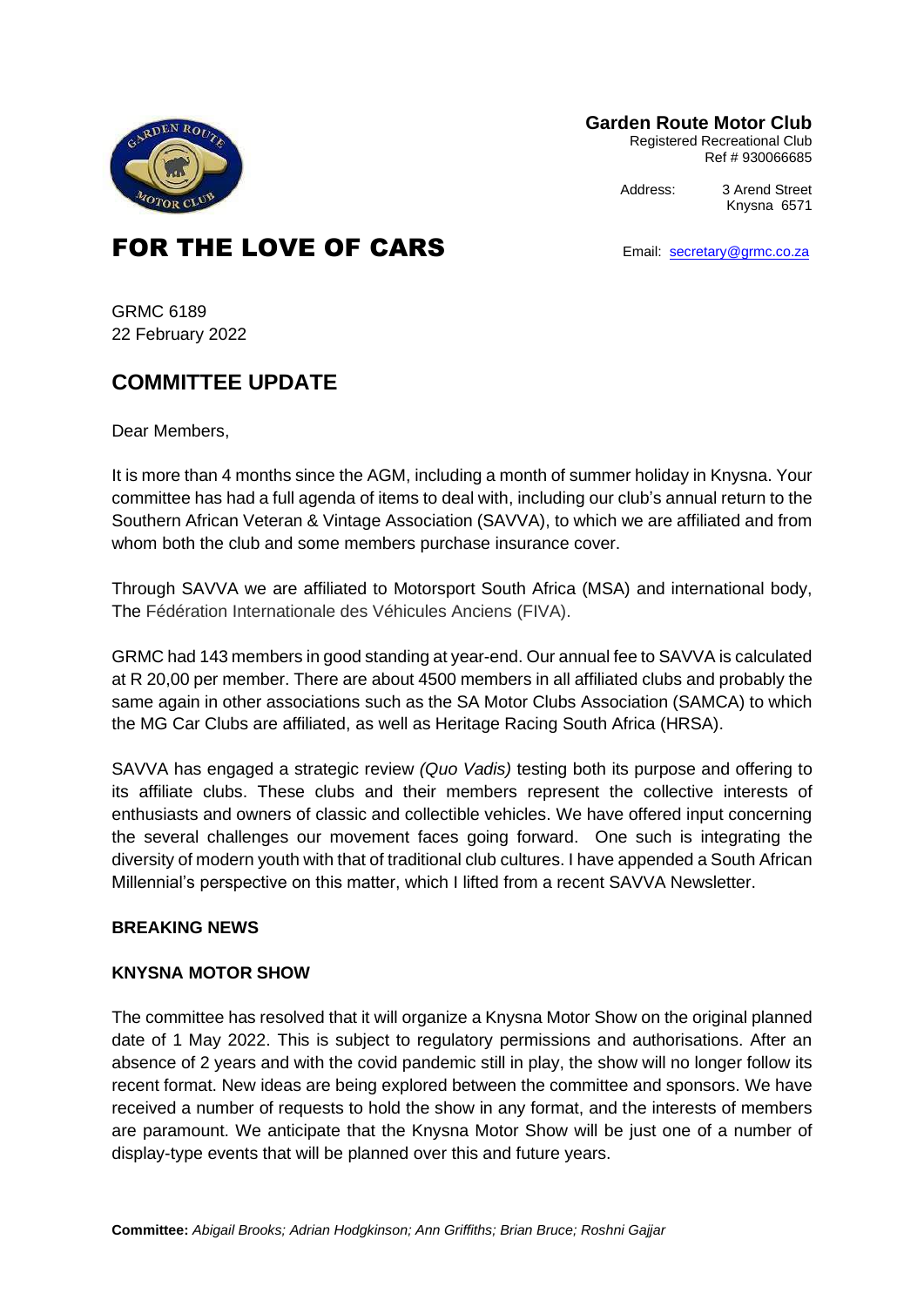**Garden Route Motor Club**
Registered Recreational Club
Ref # 930066685

Address: 3 Arend Street
Knysna 6571

Email: secretary@grmc.co.za

# FOR THE LOVE OF CARS

GRMC 6189
22 February 2022

## COMMITTEE UPDATE

Dear Members,

It is more than 4 months since the AGM, including a month of summer holiday in Knysna. Your committee has had a full agenda of items to deal with, including our club's annual return to the Southern African Veteran & Vintage Association (SAVVA), to which we are affiliated and from whom both the club and some members purchase insurance cover.

Through SAVVA we are affiliated to Motorsport South Africa (MSA) and international body, The Fédération Internationale des Véhicules Anciens (FIVA).

GRMC had 143 members in good standing at year-end. Our annual fee to SAVVA is calculated at R 20,00 per member. There are about 4500 members in all affiliated clubs and probably the same again in other associations such as the SA Motor Clubs Association (SAMCA) to which the MG Car Clubs are affiliated, as well as Heritage Racing South Africa (HRSA).

SAVVA has engaged a strategic review *(Quo Vadis)* testing both its purpose and offering to its affiliate clubs. These clubs and their members represent the collective interests of enthusiasts and owners of classic and collectible vehicles. We have offered input concerning the several challenges our movement faces going forward. One such is integrating the diversity of modern youth with that of traditional club cultures. I have appended a South African Millennial's perspective on this matter, which I lifted from a recent SAVVA Newsletter.

**BREAKING NEWS**

**KNYSNA MOTOR SHOW**

The committee has resolved that it will organize a Knysna Motor Show on the original planned date of 1 May 2022. This is subject to regulatory permissions and authorisations. After an absence of 2 years and with the covid pandemic still in play, the show will no longer follow its recent format. New ideas are being explored between the committee and sponsors. We have received a number of requests to hold the show in any format, and the interests of members are paramount. We anticipate that the Knysna Motor Show will be just one of a number of display-type events that will be planned over this and future years.

**Committee:** *Abigail Brooks; Adrian Hodgkinson; Ann Griffiths; Brian Bruce; Roshni Gajjar*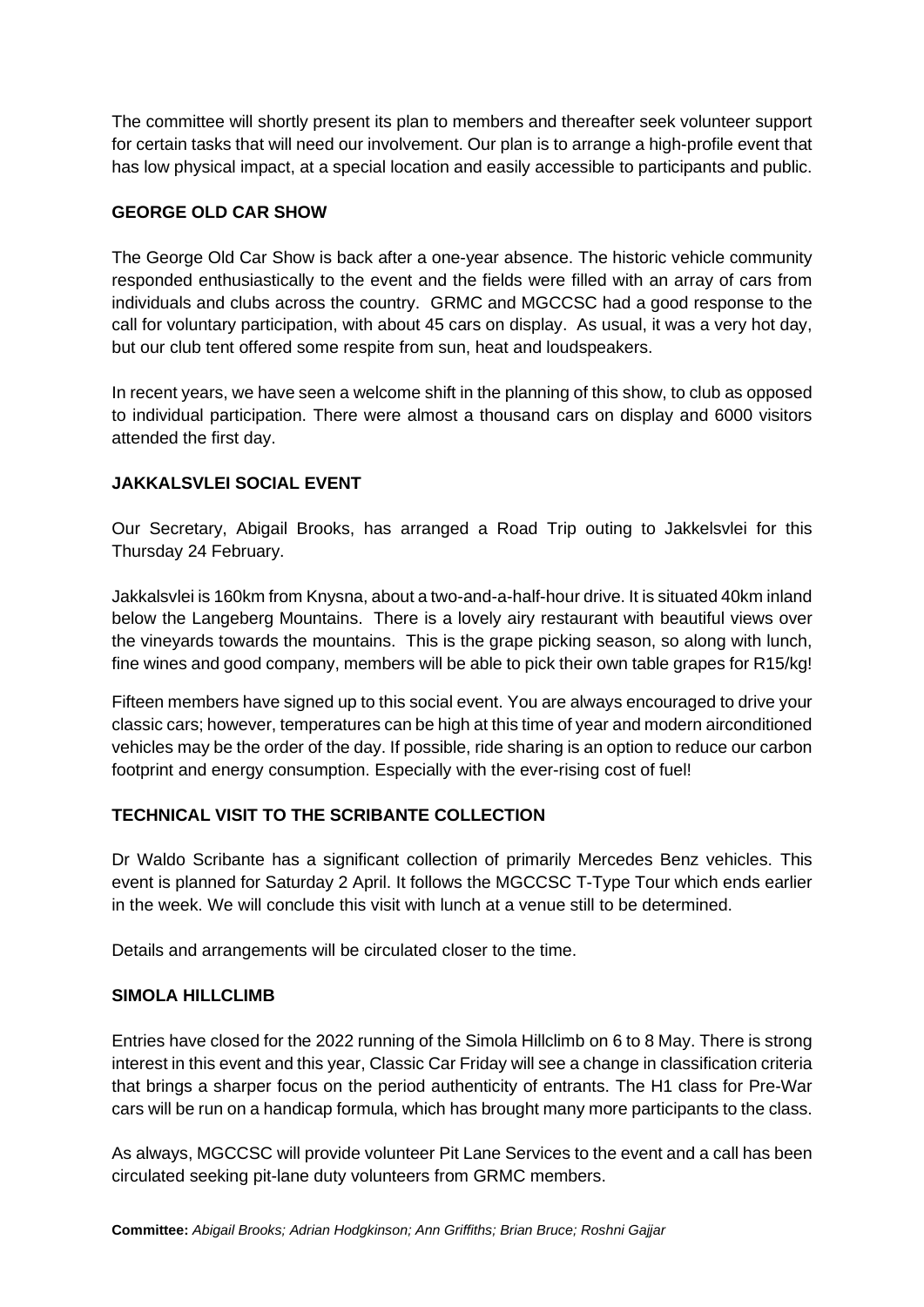The committee will shortly present its plan to members and thereafter seek volunteer support for certain tasks that will need our involvement. Our plan is to arrange a high-profile event that has low physical impact, at a special location and easily accessible to participants and public.

**GEORGE OLD CAR SHOW**

The George Old Car Show is back after a one-year absence. The historic vehicle community responded enthusiastically to the event and the fields were filled with an array of cars from individuals and clubs across the country. GRMC and MGCCSC had a good response to the call for voluntary participation, with about 45 cars on display. As usual, it was a very hot day, but our club tent offered some respite from sun, heat and loudspeakers.

In recent years, we have seen a welcome shift in the planning of this show, to club as opposed to individual participation. There were almost a thousand cars on display and 6000 visitors attended the first day.

**JAKKALSVLEI SOCIAL EVENT**

Our Secretary, Abigail Brooks, has arranged a Road Trip outing to Jakkelsvlei for this Thursday 24 February.

Jakkalsvlei is 160km from Knysna, about a two-and-a-half-hour drive. It is situated 40km inland below the Langeberg Mountains. There is a lovely airy restaurant with beautiful views over the vineyards towards the mountains. This is the grape picking season, so along with lunch, fine wines and good company, members will be able to pick their own table grapes for R15/kg!

Fifteen members have signed up to this social event. You are always encouraged to drive your classic cars; however, temperatures can be high at this time of year and modern airconditioned vehicles may be the order of the day. If possible, ride sharing is an option to reduce our carbon footprint and energy consumption. Especially with the ever-rising cost of fuel!

**TECHNICAL VISIT TO THE SCRIBANTE COLLECTION**

Dr Waldo Scribante has a significant collection of primarily Mercedes Benz vehicles. This event is planned for Saturday 2 April. It follows the MGCCSC T-Type Tour which ends earlier in the week. We will conclude this visit with lunch at a venue still to be determined.

Details and arrangements will be circulated closer to the time.

**SIMOLA HILLCLIMB**

Entries have closed for the 2022 running of the Simola Hillclimb on 6 to 8 May. There is strong interest in this event and this year, Classic Car Friday will see a change in classification criteria that brings a sharper focus on the period authenticity of entrants. The H1 class for Pre-War cars will be run on a handicap formula, which has brought many more participants to the class.

As always, MGCCSC will provide volunteer Pit Lane Services to the event and a call has been circulated seeking pit-lane duty volunteers from GRMC members.

**Committee:** *Abigail Brooks; Adrian Hodgkinson; Ann Griffiths; Brian Bruce; Roshni Gajjar*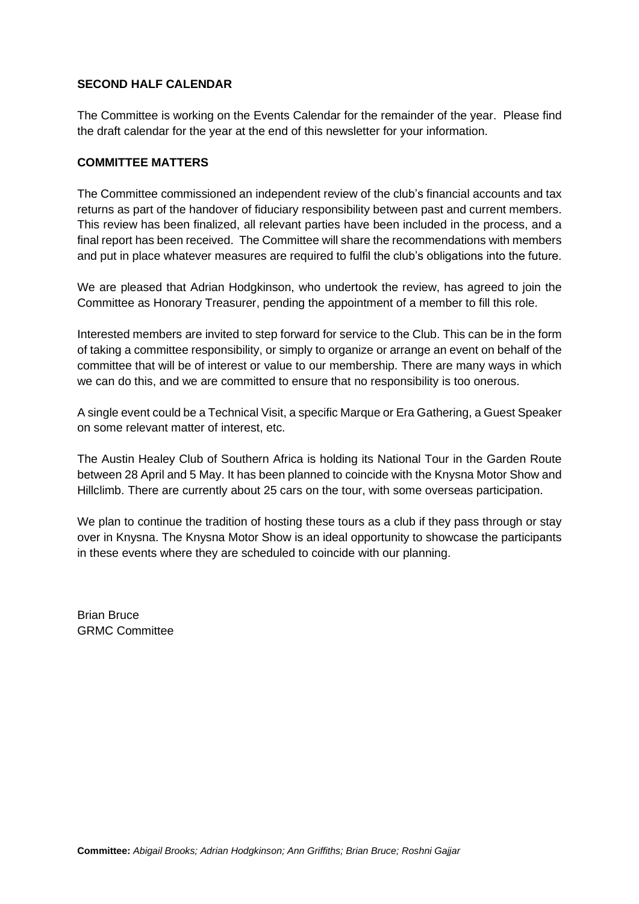**SECOND HALF CALENDAR**

The Committee is working on the Events Calendar for the remainder of the year. Please find the draft calendar for the year at the end of this newsletter for your information.

**COMMITTEE MATTERS**

The Committee commissioned an independent review of the club's financial accounts and tax returns as part of the handover of fiduciary responsibility between past and current members. This review has been finalized, all relevant parties have been included in the process, and a final report has been received. The Committee will share the recommendations with members and put in place whatever measures are required to fulfil the club's obligations into the future.

We are pleased that Adrian Hodgkinson, who undertook the review, has agreed to join the Committee as Honorary Treasurer, pending the appointment of a member to fill this role.

Interested members are invited to step forward for service to the Club. This can be in the form of taking a committee responsibility, or simply to organize or arrange an event on behalf of the committee that will be of interest or value to our membership. There are many ways in which we can do this, and we are committed to ensure that no responsibility is too onerous.

A single event could be a Technical Visit, a specific Marque or Era Gathering, a Guest Speaker on some relevant matter of interest, etc.

The Austin Healey Club of Southern Africa is holding its National Tour in the Garden Route between 28 April and 5 May. It has been planned to coincide with the Knysna Motor Show and Hillclimb. There are currently about 25 cars on the tour, with some overseas participation.

We plan to continue the tradition of hosting these tours as a club if they pass through or stay over in Knysna. The Knysna Motor Show is an ideal opportunity to showcase the participants in these events where they are scheduled to coincide with our planning.

Brian Bruce
GRMC Committee

**Committee:** *Abigail Brooks; Adrian Hodgkinson; Ann Griffiths; Brian Bruce; Roshni Gajjar*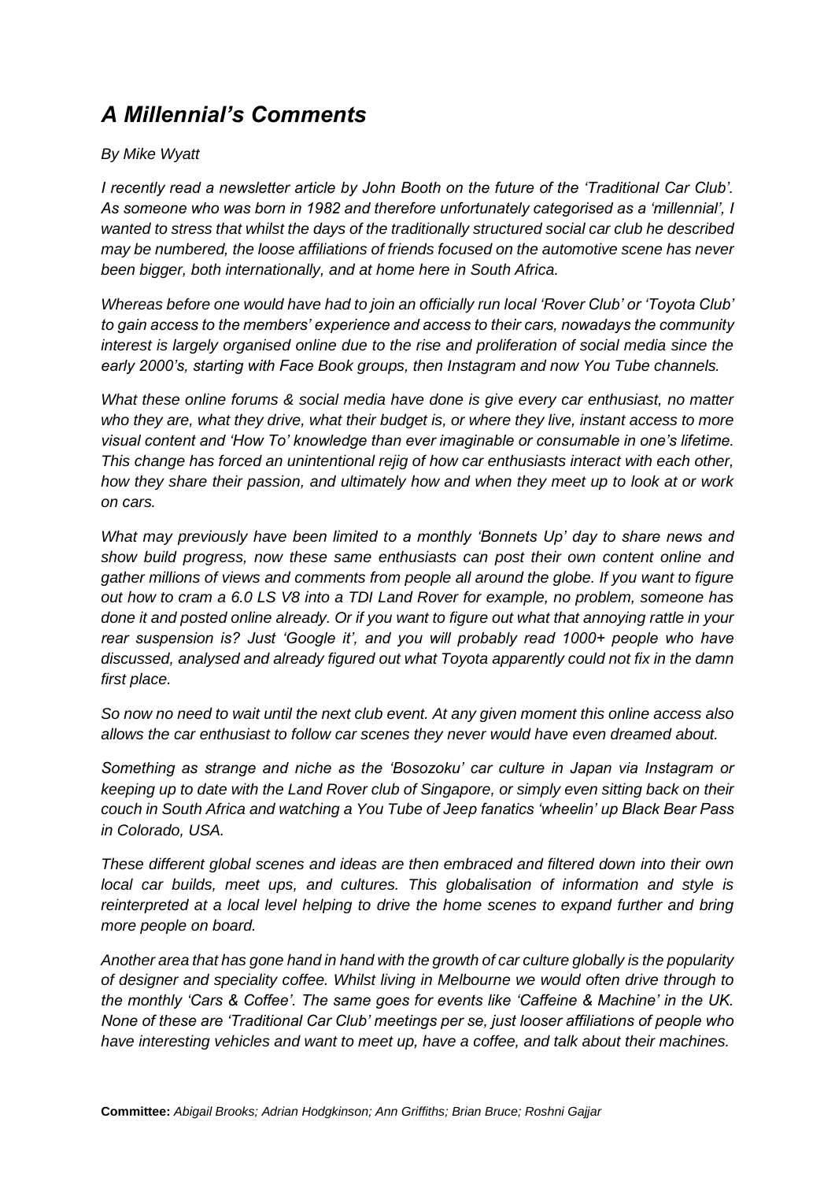# *A Millennial's Comments*

*By Mike Wyatt*

*I recently read a newsletter article by John Booth on the future of the 'Traditional Car Club'. As someone who was born in 1982 and therefore unfortunately categorised as a 'millennial', I wanted to stress that whilst the days of the traditionally structured social car club he described may be numbered, the loose affiliations of friends focused on the automotive scene has never been bigger, both internationally, and at home here in South Africa.*

*Whereas before one would have had to join an officially run local 'Rover Club' or 'Toyota Club' to gain access to the members' experience and access to their cars, nowadays the community interest is largely organised online due to the rise and proliferation of social media since the early 2000's, starting with Face Book groups, then Instagram and now You Tube channels.*

*What these online forums & social media have done is give every car enthusiast, no matter who they are, what they drive, what their budget is, or where they live, instant access to more visual content and 'How To' knowledge than ever imaginable or consumable in one's lifetime. This change has forced an unintentional rejig of how car enthusiasts interact with each other, how they share their passion, and ultimately how and when they meet up to look at or work on cars.*

*What may previously have been limited to a monthly 'Bonnets Up' day to share news and show build progress, now these same enthusiasts can post their own content online and gather millions of views and comments from people all around the globe. If you want to figure out how to cram a 6.0 LS V8 into a TDI Land Rover for example, no problem, someone has done it and posted online already. Or if you want to figure out what that annoying rattle in your rear suspension is? Just 'Google it', and you will probably read 1000+ people who have discussed, analysed and already figured out what Toyota apparently could not fix in the damn first place.*

*So now no need to wait until the next club event. At any given moment this online access also allows the car enthusiast to follow car scenes they never would have even dreamed about.*

*Something as strange and niche as the 'Bosozoku' car culture in Japan via Instagram or keeping up to date with the Land Rover club of Singapore, or simply even sitting back on their couch in South Africa and watching a You Tube of Jeep fanatics 'wheelin' up Black Bear Pass in Colorado, USA.*

*These different global scenes and ideas are then embraced and filtered down into their own local car builds, meet ups, and cultures. This globalisation of information and style is reinterpreted at a local level helping to drive the home scenes to expand further and bring more people on board.*

*Another area that has gone hand in hand with the growth of car culture globally is the popularity of designer and speciality coffee. Whilst living in Melbourne we would often drive through to the monthly 'Cars & Coffee'. The same goes for events like 'Caffeine & Machine' in the UK. None of these are 'Traditional Car Club' meetings per se, just looser affiliations of people who have interesting vehicles and want to meet up, have a coffee, and talk about their machines.*

**Committee:** *Abigail Brooks; Adrian Hodgkinson; Ann Griffiths; Brian Bruce; Roshni Gajjar*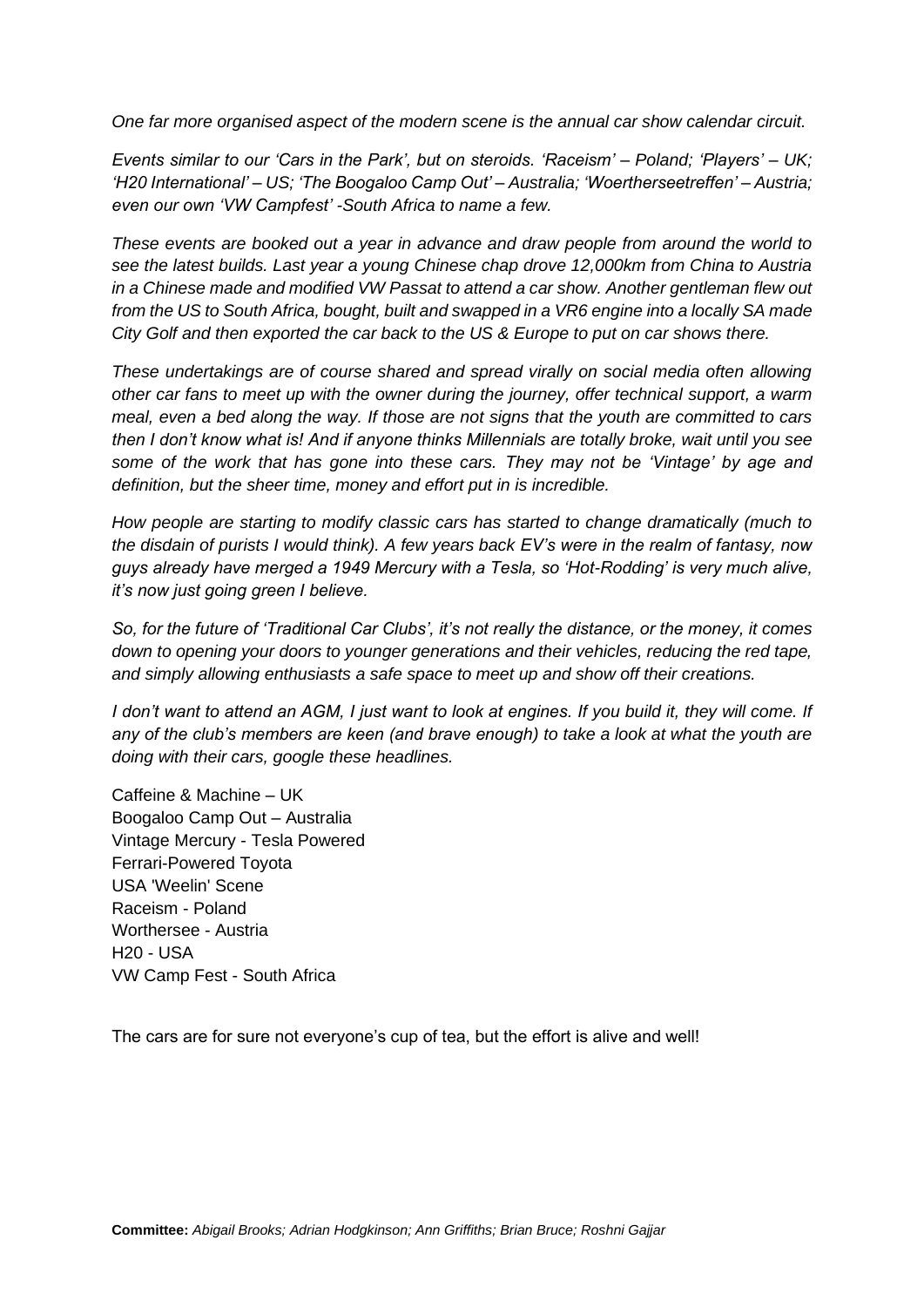*One far more organised aspect of the modern scene is the annual car show calendar circuit.*

*Events similar to our 'Cars in the Park', but on steroids. 'Raceism' – Poland; 'Players' – UK; 'H20 International' – US; 'The Boogaloo Camp Out' – Australia; 'Woertherseetreffen' – Austria; even our own 'VW Campfest' -South Africa to name a few.*

*These events are booked out a year in advance and draw people from around the world to see the latest builds. Last year a young Chinese chap drove 12,000km from China to Austria in a Chinese made and modified VW Passat to attend a car show. Another gentleman flew out from the US to South Africa, bought, built and swapped in a VR6 engine into a locally SA made City Golf and then exported the car back to the US & Europe to put on car shows there.*

*These undertakings are of course shared and spread virally on social media often allowing other car fans to meet up with the owner during the journey, offer technical support, a warm meal, even a bed along the way. If those are not signs that the youth are committed to cars then I don't know what is! And if anyone thinks Millennials are totally broke, wait until you see some of the work that has gone into these cars. They may not be 'Vintage' by age and definition, but the sheer time, money and effort put in is incredible.*

*How people are starting to modify classic cars has started to change dramatically (much to the disdain of purists I would think). A few years back EV's were in the realm of fantasy, now guys already have merged a 1949 Mercury with a Tesla, so 'Hot-Rodding' is very much alive, it's now just going green I believe.*

*So, for the future of 'Traditional Car Clubs', it's not really the distance, or the money, it comes down to opening your doors to younger generations and their vehicles, reducing the red tape, and simply allowing enthusiasts a safe space to meet up and show off their creations.*

*I don't want to attend an AGM, I just want to look at engines. If you build it, they will come. If any of the club's members are keen (and brave enough) to take a look at what the youth are doing with their cars, google these headlines.*

Caffeine & Machine – UK
Boogaloo Camp Out – Australia
Vintage Mercury - Tesla Powered
Ferrari-Powered Toyota
USA 'Weelin' Scene
Raceism - Poland
Worthersee - Austria
H20 - USA
VW Camp Fest - South Africa

The cars are for sure not everyone's cup of tea, but the effort is alive and well!

**Committee:** *Abigail Brooks; Adrian Hodgkinson; Ann Griffiths; Brian Bruce; Roshni Gajjar*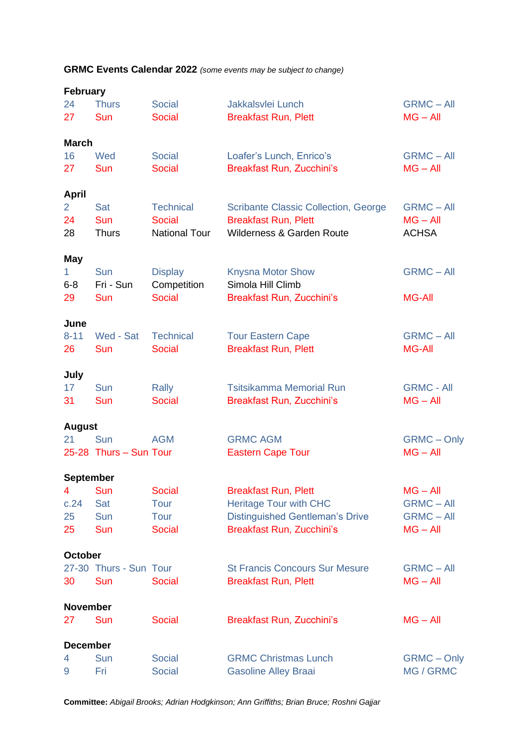**GRMC Events Calendar 2022** *(some events may be subject to change)*

**February**

| | | | | |
|---|---|---|---|---|
| 24 | Thurs | Social | Jakkalsvlei Lunch | GRMC – All |
| 27 | Sun | Social | Breakfast Run, Plett | MG – All |

**March**

| | | | | |
|---|---|---|---|---|
| 16 | Wed | Social | Loafer's Lunch, Enrico's | GRMC – All |
| 27 | Sun | Social | Breakfast Run, Zucchini's | MG – All |

**April**

| | | | | |
|---|---|---|---|---|
| 2 | Sat | Technical | Scribante Classic Collection, George | GRMC – All |
| 24 | Sun | Social | Breakfast Run, Plett | MG – All |
| 28 | Thurs | National Tour | Wilderness & Garden Route | ACHSA |

**May**

| | | | | |
|---|---|---|---|---|
| 1 | Sun | Display | Knysna Motor Show | GRMC – All |
| 6-8 | Fri - Sun | Competition | Simola Hill Climb | |
| 29 | Sun | Social | Breakfast Run, Zucchini's | MG-All |

**June**

| | | | | |
|---|---|---|---|---|
| 8-11 | Wed - Sat | Technical | Tour Eastern Cape | GRMC – All |
| 26 | Sun | Social | Breakfast Run, Plett | MG-All |

**July**

| | | | | |
|---|---|---|---|---|
| 17 | Sun | Rally | Tsitsikamma Memorial Run | GRMC - All |
| 31 | Sun | Social | Breakfast Run, Zucchini's | MG – All |

**August**

| | | | | |
|---|---|---|---|---|
| 21 | Sun | AGM | GRMC AGM | GRMC – Only |
| 25-28 | Thurs – Sun | Tour | Eastern Cape Tour | MG – All |

**September**

| | | | | |
|---|---|---|---|---|
| 4 | Sun | Social | Breakfast Run, Plett | MG – All |
| c.24 | Sat | Tour | Heritage Tour with CHC | GRMC – All |
| 25 | Sun | Tour | Distinguished Gentleman's Drive | GRMC – All |
| 25 | Sun | Social | Breakfast Run, Zucchini's | MG – All |

**October**

| | | | | |
|---|---|---|---|---|
| 27-30 | Thurs - Sun | Tour | St Francis Concours Sur Mesure | GRMC – All |
| 30 | Sun | Social | Breakfast Run, Plett | MG – All |

**November**

| | | | | |
|---|---|---|---|---|
| 27 | Sun | Social | Breakfast Run, Zucchini's | MG – All |

**December**

| | | | | |
|---|---|---|---|---|
| 4 | Sun | Social | GRMC Christmas Lunch | GRMC – Only |
| 9 | Fri | Social | Gasoline Alley Braai | MG / GRMC |

**Committee:** *Abigail Brooks; Adrian Hodgkinson; Ann Griffiths; Brian Bruce; Roshni Gajjar*